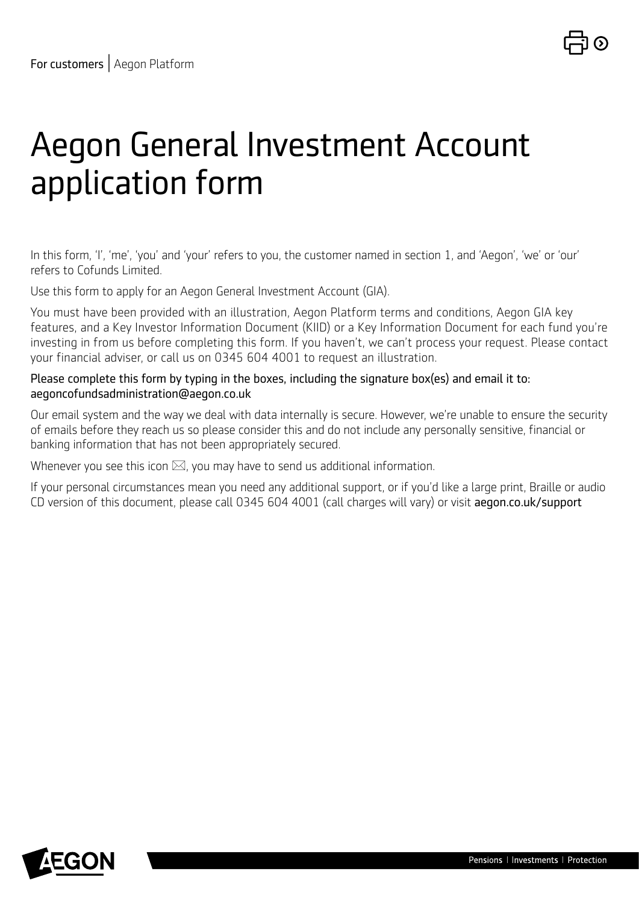For customers | Aegon Platform

# Aegon General Investment Account application form

In this form, 'I', 'me', 'you' and 'your' refers to you, the customer named in section 1, and 'Aegon', 'we' or 'our' refers to Cofunds Limited.

Use this form to apply for an Aegon General Investment Account (GIA).

You must have been provided with an illustration, Aegon Platform terms and conditions, Aegon GIA key features, and a Key Investor Information Document (KIID) or a Key Information Document for each fund you're investing in from us before completing this form. If you haven't, we can't process your request. Please contact your financial adviser, or call us on 0345 604 4001 to request an illustration.

Please complete this form by typing in the boxes, including the signature box(es) and email it to: aegoncofundsadministration@aegon.co.uk

Our email system and the way we deal with data internally is secure. However, we're unable to ensure the security of emails before they reach us so please consider this and do not include any personally sensitive, financial or banking information that has not been appropriately secured.

Whenever you see this icon ✉, you may have to send us additional information.

If your personal circumstances mean you need any additional support, or if you'd like a large print, Braille or audio CD version of this document, please call 0345 604 4001 (call charges will vary) or visit **aegon.co.uk/support**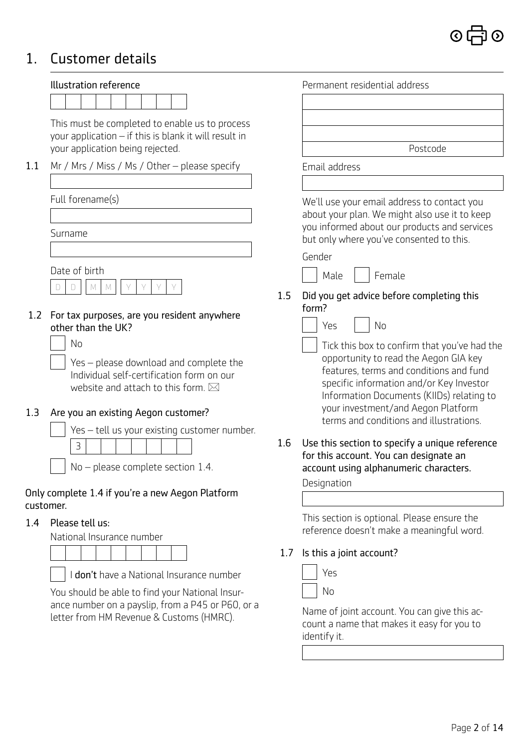# 1. Customer details

Illustration reference

This must be completed to enable us to process your application – if this is blank it will result in your application being rejected.

1.1 Mr / Mrs / Miss / Ms / Other – please specify

Full forename(s)

Surname

Date of birth

D D M M Y Y Y Y

1.2 **For tax purposes, are you resident anywhere other than the UK?**

- No
- Yes – please download and complete the Individual self-certification form on our website and attach to this form. ✉

1.3 **Are you an existing Aegon customer?**

- Yes – tell us your existing customer number.

3

- No – please complete section 1.4.

**Only complete 1.4 if you're a new Aegon Platform customer.**

1.4 **Please tell us:**

National Insurance number

- I **don't** have a National Insurance number

You should be able to find your National Insurance number on a payslip, from a P45 or P60, or a letter from HM Revenue & Customs (HMRC).

Permanent residential address

Postcode

Email address

We'll use your email address to contact you about your plan. We might also use it to keep you informed about our products and services but only where you've consented to this.

Gender

- Male
- Female

1.5 **Did you get advice before completing this form?**

- Yes
- No

- Tick this box to confirm that you've had the opportunity to read the Aegon GIA key features, terms and conditions and fund specific information and/or Key Investor Information Documents (KIIDs) relating to your investment/and Aegon Platform terms and conditions and illustrations.

1.6 **Use this section to specify a unique reference for this account. You can designate an account using alphanumeric characters.**

Designation

This section is optional. Please ensure the reference doesn't make a meaningful word.

1.7 **Is this a joint account?**

- Yes
- No

Name of joint account. You can give this account a name that makes it easy for you to identify it.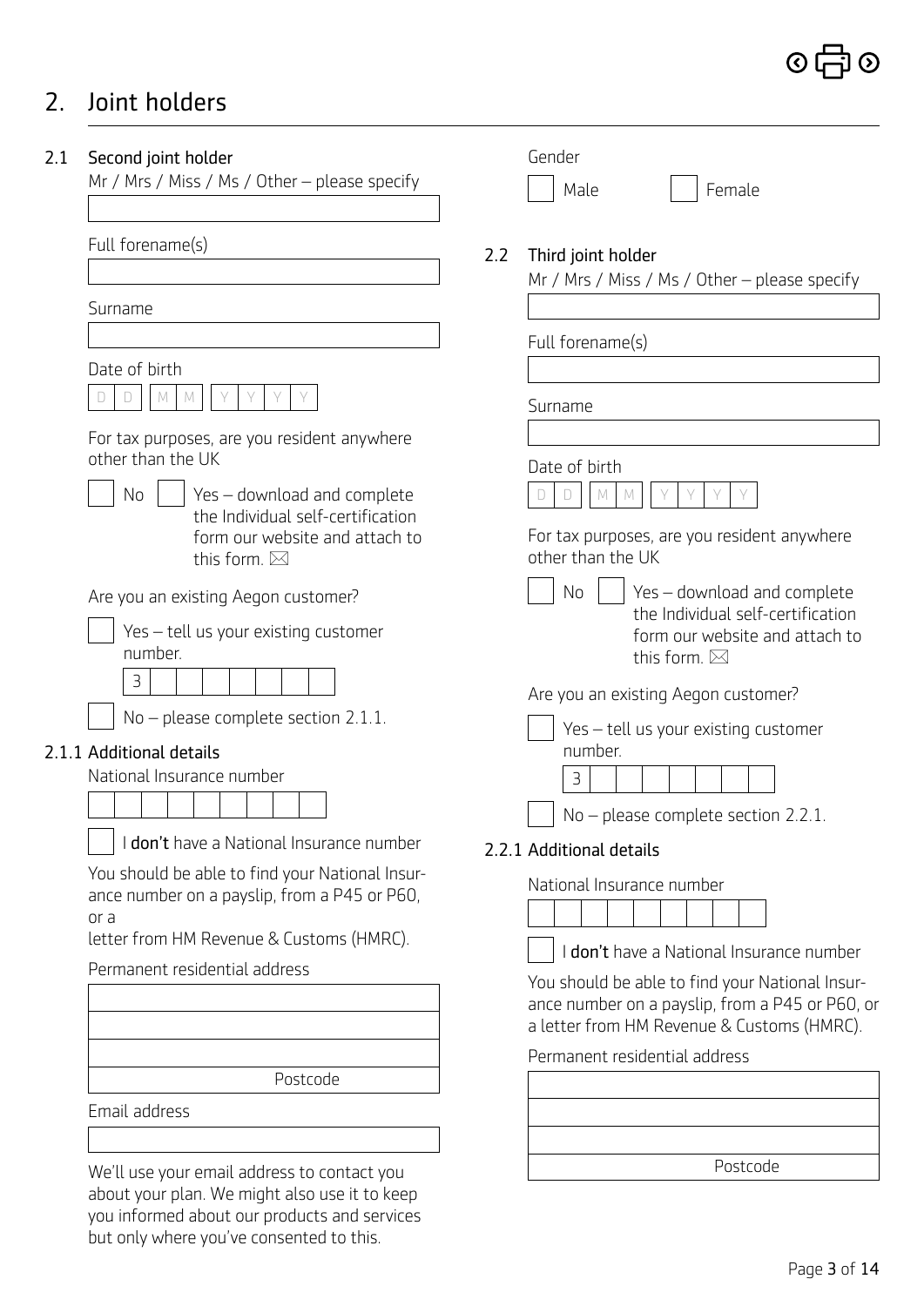## 2. Joint holders

### 2.1 Second joint holder

Mr / Mrs / Miss / Ms / Other – please specify

Full forename(s)

Surname

Date of birth

D D | M M | Y Y Y Y

For tax purposes, are you resident anywhere other than the UK

☐ No ☐ Yes – download and complete the Individual self-certification form our website and attach to this form. ✉

Are you an existing Aegon customer?

☐ Yes – tell us your existing customer number.

3

☐ No – please complete section 2.1.1.

#### 2.1.1 Additional details

National Insurance number

☐ I **don't** have a National Insurance number

You should be able to find your National Insurance number on a payslip, from a P45 or P60, or a letter from HM Revenue & Customs (HMRC).

Permanent residential address

Postcode

Email address

We'll use your email address to contact you about your plan. We might also use it to keep you informed about our products and services but only where you've consented to this.

Gender

☐ Male ☐ Female

### 2.2 Third joint holder

Mr / Mrs / Miss / Ms / Other – please specify

Full forename(s)

Surname

Date of birth

D D | M M | Y Y Y Y

For tax purposes, are you resident anywhere other than the UK

☐ No ☐ Yes – download and complete the Individual self-certification form our website and attach to this form. ✉

Are you an existing Aegon customer?

☐ Yes – tell us your existing customer number.

3

☐ No – please complete section 2.2.1.

#### 2.2.1 Additional details

National Insurance number

☐ I **don't** have a National Insurance number

You should be able to find your National Insurance number on a payslip, from a P45 or P60, or a letter from HM Revenue & Customs (HMRC).

Permanent residential address

Postcode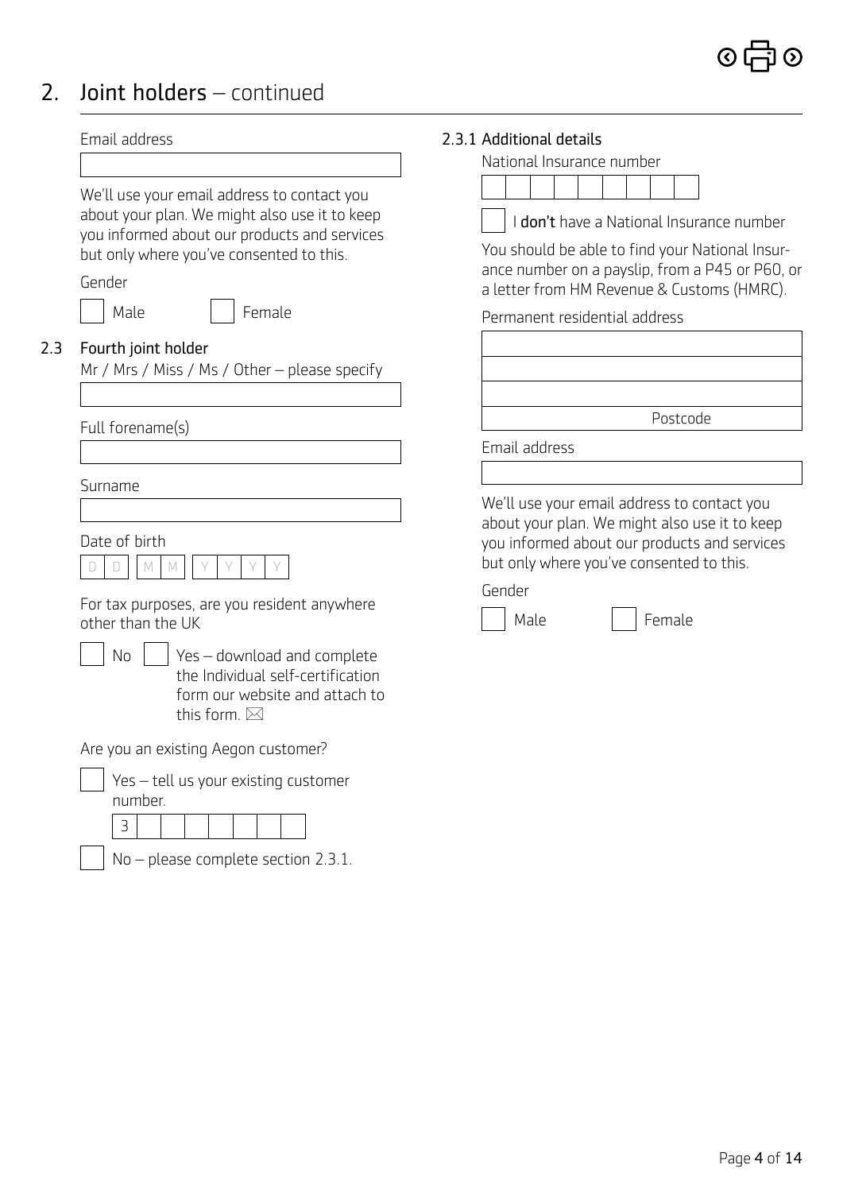## 2. Joint holders – continued

Email address

We'll use your email address to contact you about your plan. We might also use it to keep you informed about our products and services but only where you've consented to this.

Gender

- [ ] Male
- [ ] Female

### 2.3 Fourth joint holder

Mr / Mrs / Miss / Ms / Other – please specify

Full forename(s)

Surname

Date of birth

D D M M Y Y Y Y

For tax purposes, are you resident anywhere other than the UK

- [ ] No
- [ ] Yes – download and complete the Individual self-certification form our website and attach to this form.

Are you an existing Aegon customer?

- [ ] Yes – tell us your existing customer number.

3

- [ ] No – please complete section 2.3.1.

#### 2.3.1 Additional details

National Insurance number

- [ ] I **don't** have a National Insurance number

You should be able to find your National Insurance number on a payslip, from a P45 or P60, or a letter from HM Revenue & Customs (HMRC).

Permanent residential address

Postcode

Email address

We'll use your email address to contact you about your plan. We might also use it to keep you informed about our products and services but only where you've consented to this.

Gender

- [ ] Male
- [ ] Female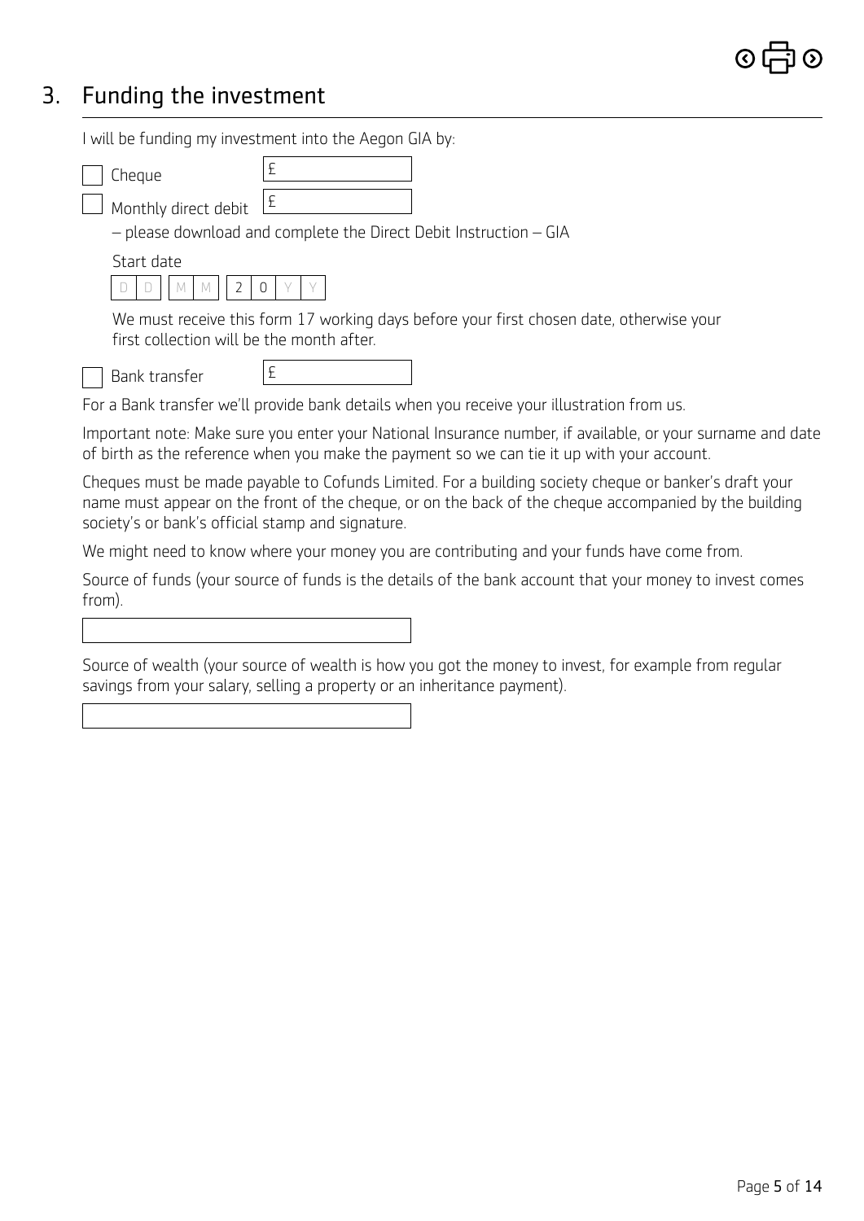## 3. Funding the investment

I will be funding my investment into the Aegon GIA by:

- [ ] Cheque £

- [ ] Monthly direct debit £

  – please download and complete the Direct Debit Instruction – GIA

  Start date

  D D / M M / 2 0 Y Y

  We must receive this form 17 working days before your first chosen date, otherwise your first collection will be the month after.

- [ ] Bank transfer £

For a Bank transfer we'll provide bank details when you receive your illustration from us.

Important note: Make sure you enter your National Insurance number, if available, or your surname and date of birth as the reference when you make the payment so we can tie it up with your account.

Cheques must be made payable to Cofunds Limited. For a building society cheque or banker's draft your name must appear on the front of the cheque, or on the back of the cheque accompanied by the building society's or bank's official stamp and signature.

We might need to know where your money you are contributing and your funds have come from.

Source of funds (your source of funds is the details of the bank account that your money to invest comes from).

Source of wealth (your source of wealth is how you got the money to invest, for example from regular savings from your salary, selling a property or an inheritance payment).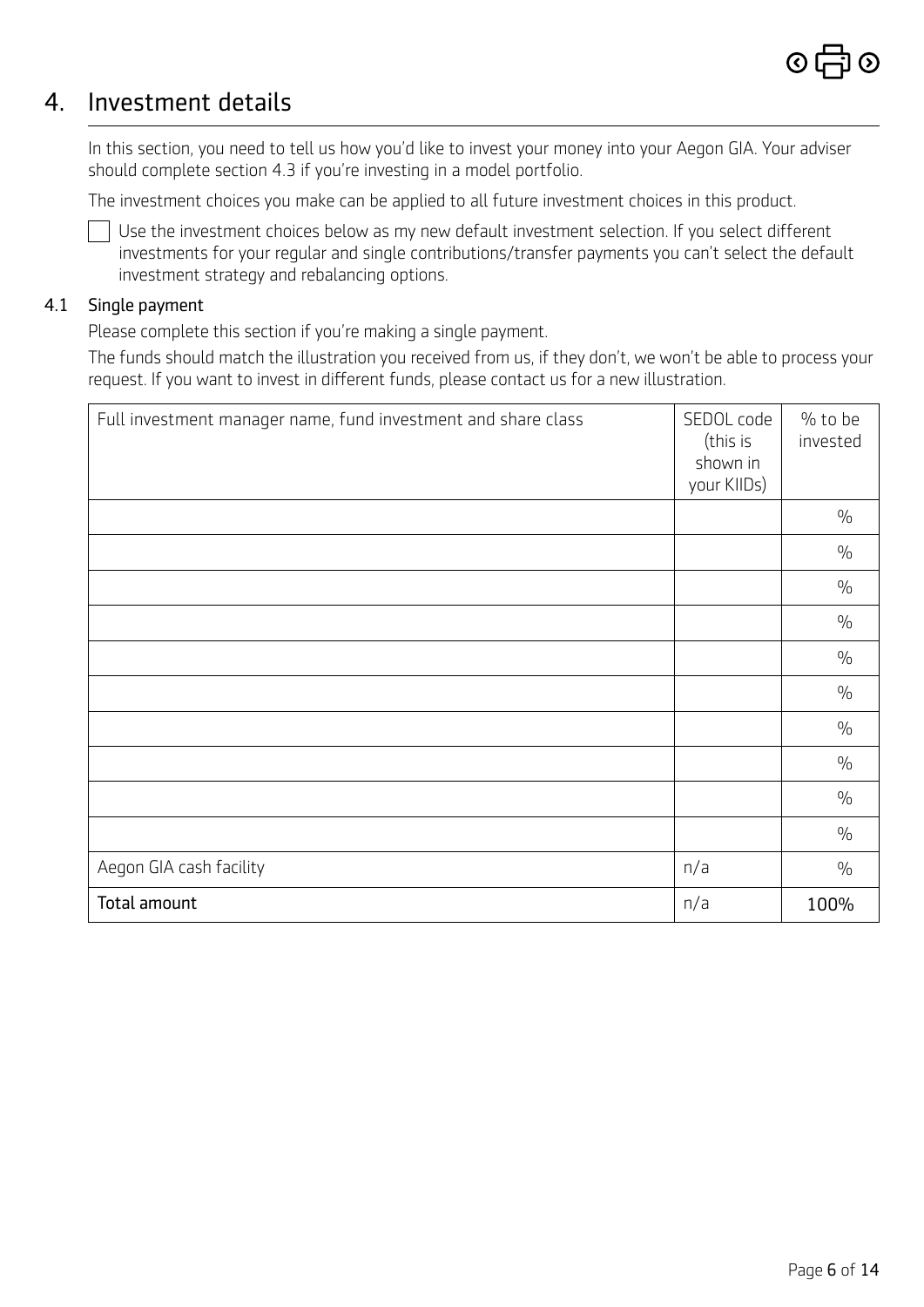## 4. Investment details

In this section, you need to tell us how you'd like to invest your money into your Aegon GIA. Your adviser should complete section 4.3 if you're investing in a model portfolio.

The investment choices you make can be applied to all future investment choices in this product.

☐ Use the investment choices below as my new default investment selection. If you select different investments for your regular and single contributions/transfer payments you can't select the default investment strategy and rebalancing options.

### 4.1 Single payment

Please complete this section if you're making a single payment.

The funds should match the illustration you received from us, if they don't, we won't be able to process your request. If you want to invest in different funds, please contact us for a new illustration.

| Full investment manager name, fund investment and share class | SEDOL code (this is shown in your KIIDs) | % to be invested |
|---|---|---|
| | | % |
| | | % |
| | | % |
| | | % |
| | | % |
| | | % |
| | | % |
| | | % |
| | | % |
| | | % |
| Aegon GIA cash facility | n/a | % |
| **Total amount** | n/a | **100%** |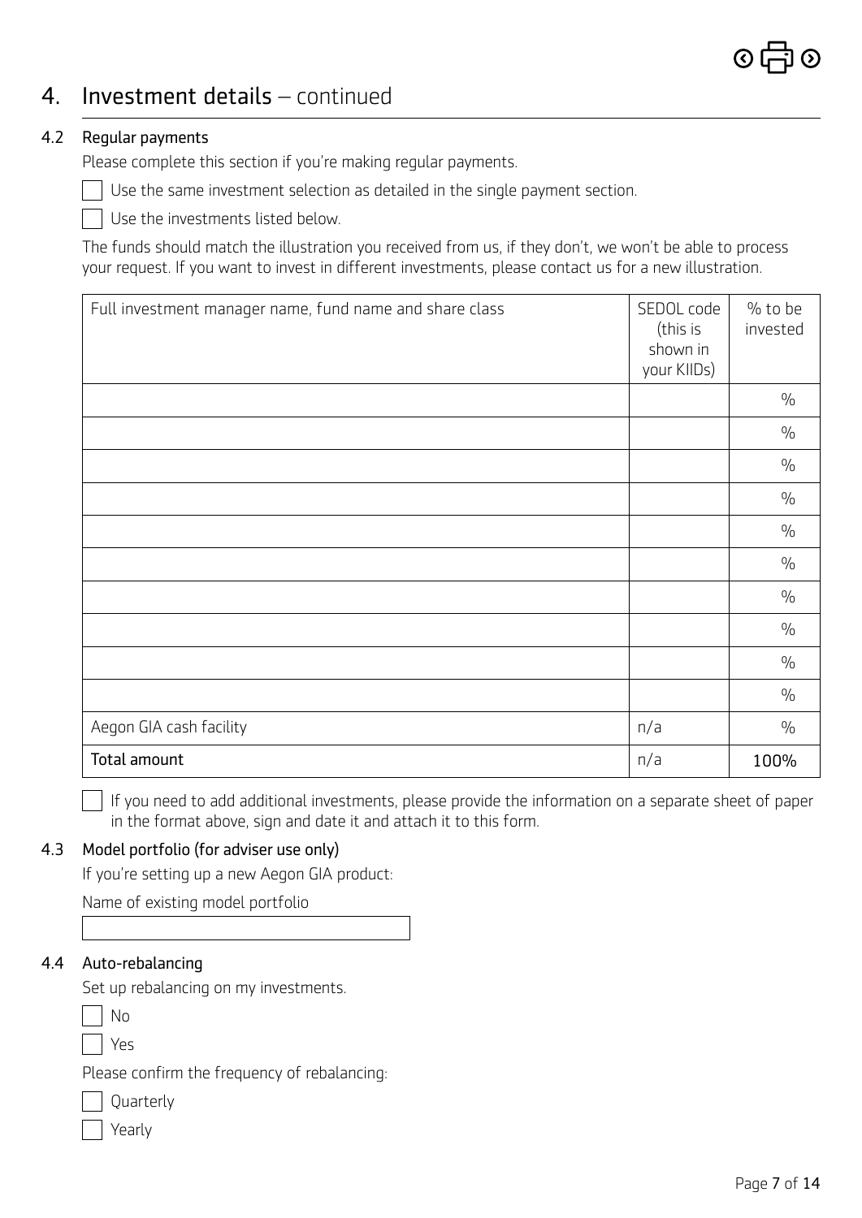## 4. Investment details – continued

### 4.2 Regular payments

Please complete this section if you're making regular payments.

☐ Use the same investment selection as detailed in the single payment section.

☐ Use the investments listed below.

The funds should match the illustration you received from us, if they don't, we won't be able to process your request. If you want to invest in different investments, please contact us for a new illustration.

| Full investment manager name, fund name and share class | SEDOL code (this is shown in your KIIDs) | % to be invested |
|---|---|---|
| | | % |
| | | % |
| | | % |
| | | % |
| | | % |
| | | % |
| | | % |
| | | % |
| | | % |
| | | % |
| Aegon GIA cash facility | n/a | % |
| Total amount | n/a | 100% |

☐ If you need to add additional investments, please provide the information on a separate sheet of paper in the format above, sign and date it and attach it to this form.

### 4.3 Model portfolio (for adviser use only)

If you're setting up a new Aegon GIA product:

Name of existing model portfolio

\_\_\_\_\_\_\_\_\_\_\_\_\_\_\_\_\_\_\_\_

### 4.4 Auto-rebalancing

Set up rebalancing on my investments.

☐ No

☐ Yes

Please confirm the frequency of rebalancing:

☐ Quarterly

☐ Yearly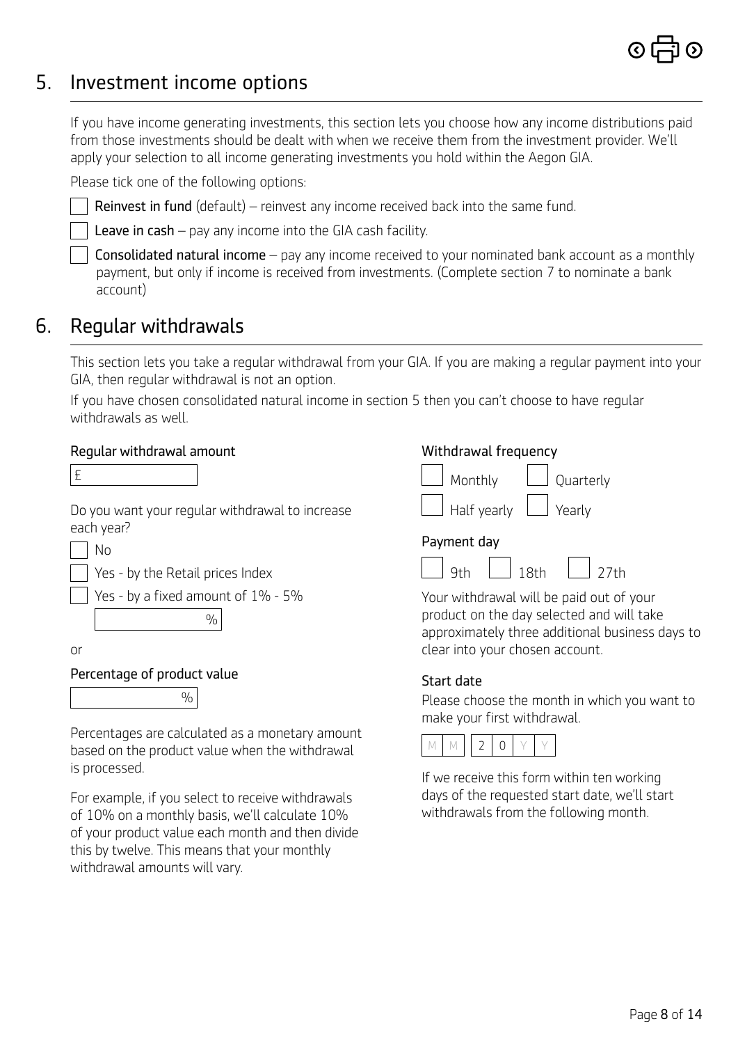## 5. Investment income options

If you have income generating investments, this section lets you choose how any income distributions paid from those investments should be dealt with when we receive them from the investment provider. We'll apply your selection to all income generating investments you hold within the Aegon GIA.

Please tick one of the following options:

- ☐ **Reinvest in fund** (default) – reinvest any income received back into the same fund.
- ☐ **Leave in cash** – pay any income into the GIA cash facility.
- ☐ **Consolidated natural income** – pay any income received to your nominated bank account as a monthly payment, but only if income is received from investments. (Complete section 7 to nominate a bank account)

## 6. Regular withdrawals

This section lets you take a regular withdrawal from your GIA. If you are making a regular payment into your GIA, then regular withdrawal is not an option.

If you have chosen consolidated natural income in section 5 then you can't choose to have regular withdrawals as well.

### Regular withdrawal amount

£ ____________

Do you want your regular withdrawal to increase each year?

- ☐ No
- ☐ Yes - by the Retail prices Index
- ☐ Yes - by a fixed amount of 1% - 5%

  ____________ %

or

### Percentage of product value

____________ %

Percentages are calculated as a monetary amount based on the product value when the withdrawal is processed.

For example, if you select to receive withdrawals of 10% on a monthly basis, we'll calculate 10% of your product value each month and then divide this by twelve. This means that your monthly withdrawal amounts will vary.

### Withdrawal frequency

- ☐ Monthly
- ☐ Quarterly
- ☐ Half yearly
- ☐ Yearly

### Payment day

- ☐ 9th
- ☐ 18th
- ☐ 27th

Your withdrawal will be paid out of your product on the day selected and will take approximately three additional business days to clear into your chosen account.

### Start date

Please choose the month in which you want to make your first withdrawal.

M M / 2 0 Y Y

If we receive this form within ten working days of the requested start date, we'll start withdrawals from the following month.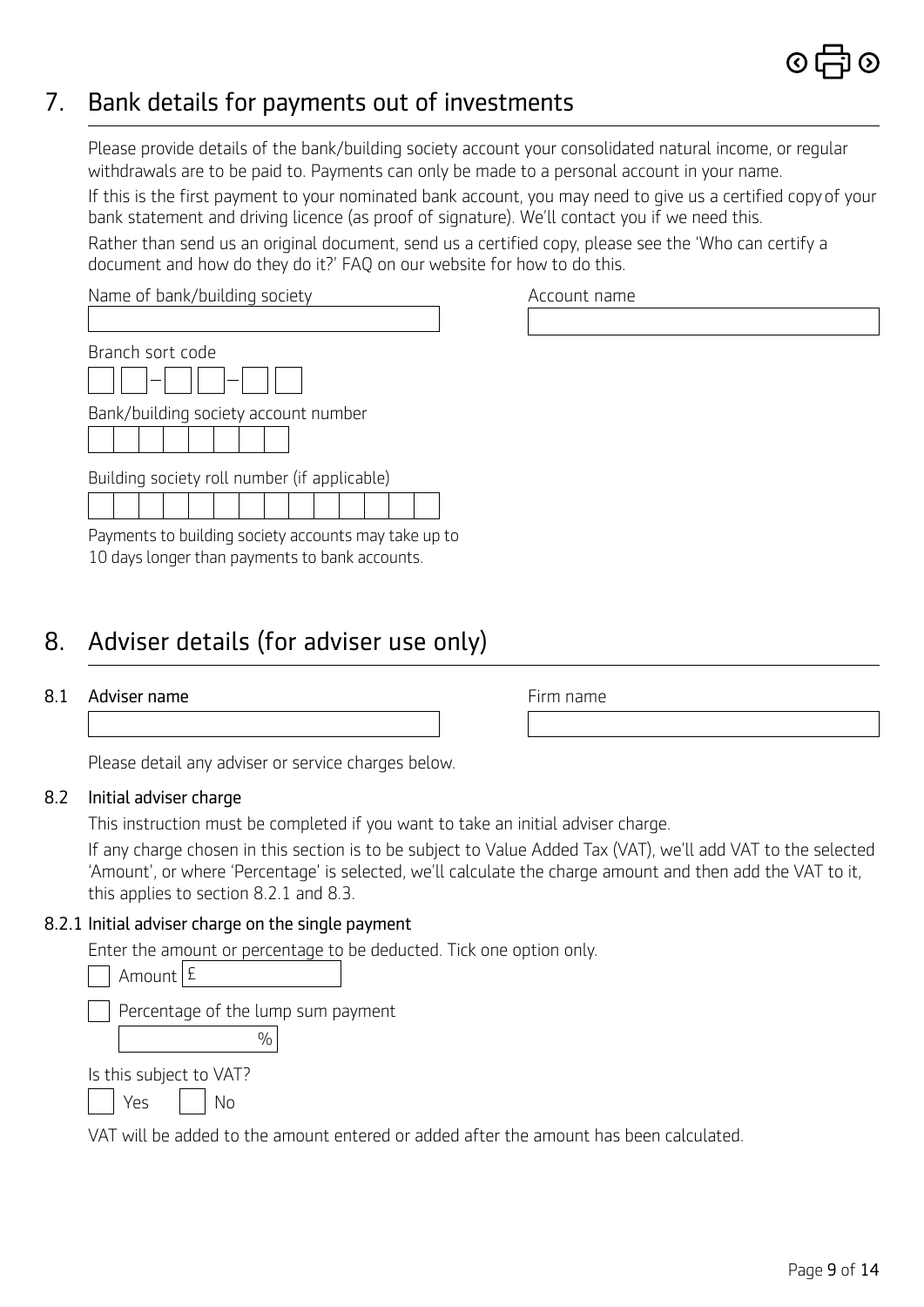## 7. Bank details for payments out of investments

Please provide details of the bank/building society account your consolidated natural income, or regular withdrawals are to be paid to. Payments can only be made to a personal account in your name.

If this is the first payment to your nominated bank account, you may need to give us a certified copy of your bank statement and driving licence (as proof of signature). We'll contact you if we need this.

Rather than send us an original document, send us a certified copy, please see the 'Who can certify a document and how do they do it?' FAQ on our website for how to do this.

Name of bank/building society

Account name

Branch sort code

☐☐–☐☐–☐☐

Bank/building society account number

☐☐☐☐☐☐☐☐

Building society roll number (if applicable)

☐☐☐☐☐☐☐☐☐☐☐☐☐☐

Payments to building society accounts may take up to 10 days longer than payments to bank accounts.

## 8. Adviser details (for adviser use only)

**8.1 Adviser name**

Firm name

Please detail any adviser or service charges below.

**8.2 Initial adviser charge**

This instruction must be completed if you want to take an initial adviser charge.

If any charge chosen in this section is to be subject to Value Added Tax (VAT), we'll add VAT to the selected 'Amount', or where 'Percentage' is selected, we'll calculate the charge amount and then add the VAT to it, this applies to section 8.2.1 and 8.3.

**8.2.1 Initial adviser charge on the single payment**

Enter the amount or percentage to be deducted. Tick one option only.

☐ Amount £

☐ Percentage of the lump sum payment

%

Is this subject to VAT?

☐ Yes ☐ No

VAT will be added to the amount entered or added after the amount has been calculated.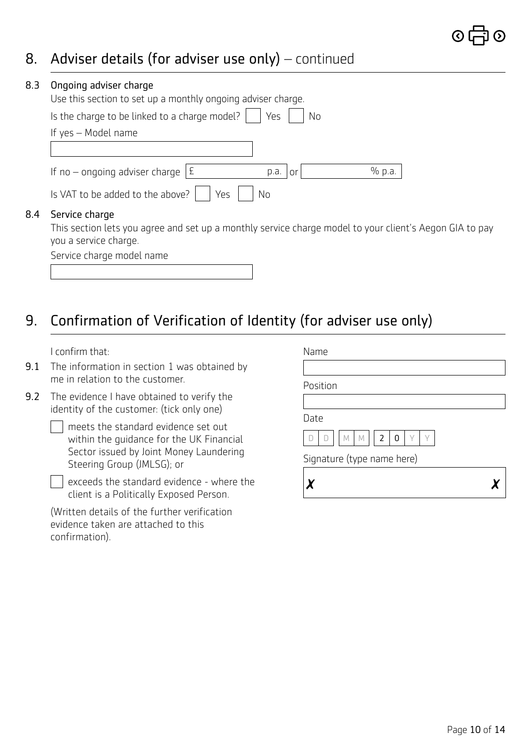## 8. Adviser details (for adviser use only) – continued

### 8.3 Ongoing adviser charge

Use this section to set up a monthly ongoing adviser charge.

Is the charge to be linked to a charge model? ☐ Yes ☐ No

If yes – Model name

[ ]

If no – ongoing adviser charge £ [ ] p.a. or [ ] % p.a.

Is VAT to be added to the above? ☐ Yes ☐ No

### 8.4 Service charge

This section lets you agree and set up a monthly service charge model to your client's Aegon GIA to pay you a service charge.

Service charge model name

[ ]

## 9. Confirmation of Verification of Identity (for adviser use only)

I confirm that:

**9.1** The information in section 1 was obtained by me in relation to the customer.

**9.2** The evidence I have obtained to verify the identity of the customer: (tick only one)

☐ meets the standard evidence set out within the guidance for the UK Financial Sector issued by Joint Money Laundering Steering Group (JMLSG); or

☐ exceeds the standard evidence - where the client is a Politically Exposed Person.

(Written details of the further verification evidence taken are attached to this confirmation).

Name

[ ]

Position

[ ]

Date

D D / M M / 2 0 Y Y

Signature (type name here)

✗ ✗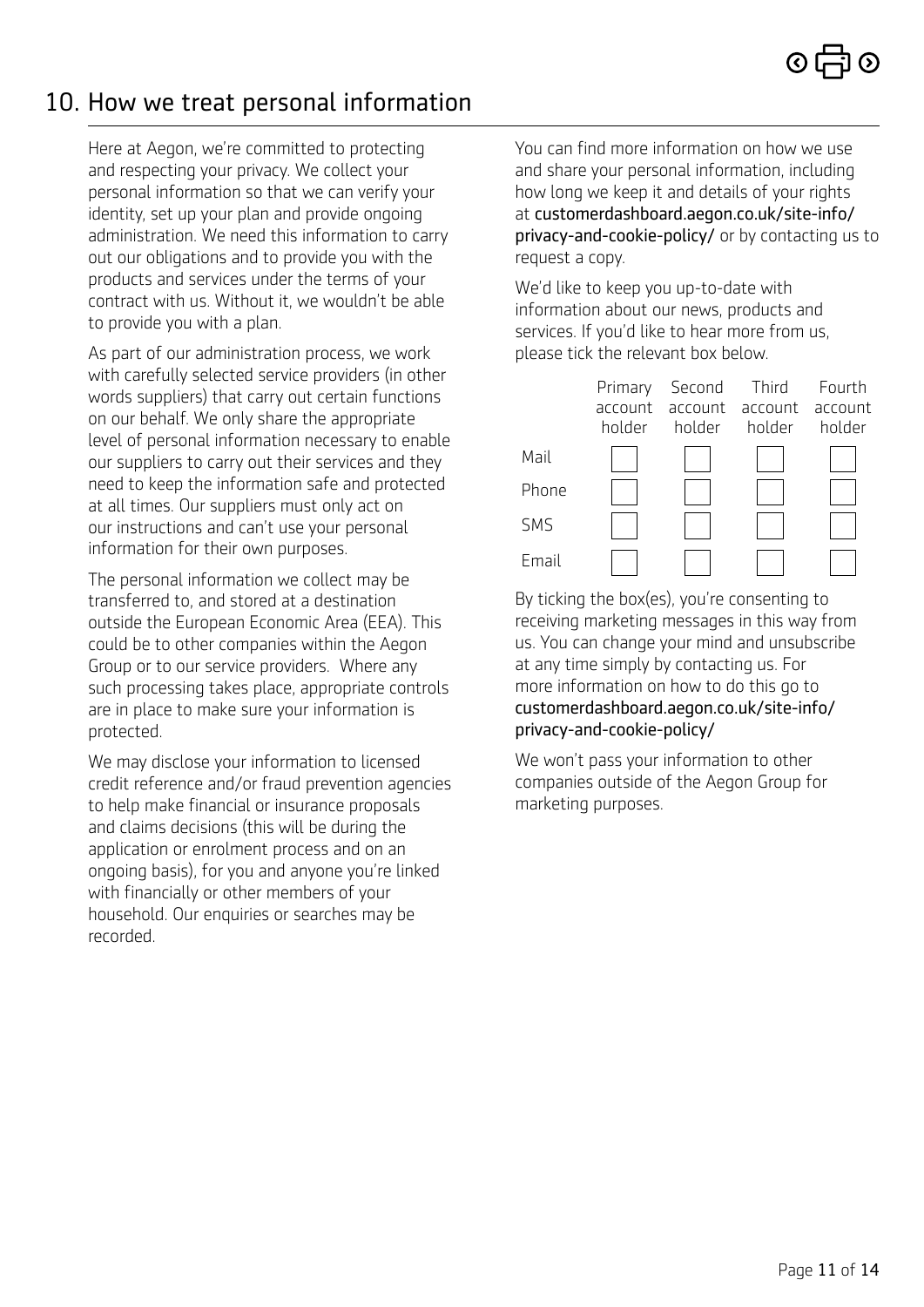## 10. How we treat personal information

Here at Aegon, we're committed to protecting and respecting your privacy. We collect your personal information so that we can verify your identity, set up your plan and provide ongoing administration. We need this information to carry out our obligations and to provide you with the products and services under the terms of your contract with us. Without it, we wouldn't be able to provide you with a plan.

As part of our administration process, we work with carefully selected service providers (in other words suppliers) that carry out certain functions on our behalf. We only share the appropriate level of personal information necessary to enable our suppliers to carry out their services and they need to keep the information safe and protected at all times. Our suppliers must only act on our instructions and can't use your personal information for their own purposes.

The personal information we collect may be transferred to, and stored at a destination outside the European Economic Area (EEA). This could be to other companies within the Aegon Group or to our service providers. Where any such processing takes place, appropriate controls are in place to make sure your information is protected.

We may disclose your information to licensed credit reference and/or fraud prevention agencies to help make financial or insurance proposals and claims decisions (this will be during the application or enrolment process and on an ongoing basis), for you and anyone you're linked with financially or other members of your household. Our enquiries or searches may be recorded.

You can find more information on how we use and share your personal information, including how long we keep it and details of your rights at **customerdashboard.aegon.co.uk/site-info/privacy-and-cookie-policy/** or by contacting us to request a copy.

We'd like to keep you up-to-date with information about our news, products and services. If you'd like to hear more from us, please tick the relevant box below.

| | Primary account holder | Second account holder | Third account holder | Fourth account holder |
|---|---|---|---|---|
| Mail | ☐ | ☐ | ☐ | ☐ |
| Phone | ☐ | ☐ | ☐ | ☐ |
| SMS | ☐ | ☐ | ☐ | ☐ |
| Email | ☐ | ☐ | ☐ | ☐ |

By ticking the box(es), you're consenting to receiving marketing messages in this way from us. You can change your mind and unsubscribe at any time simply by contacting us. For more information on how to do this go to **customerdashboard.aegon.co.uk/site-info/privacy-and-cookie-policy/**

We won't pass your information to other companies outside of the Aegon Group for marketing purposes.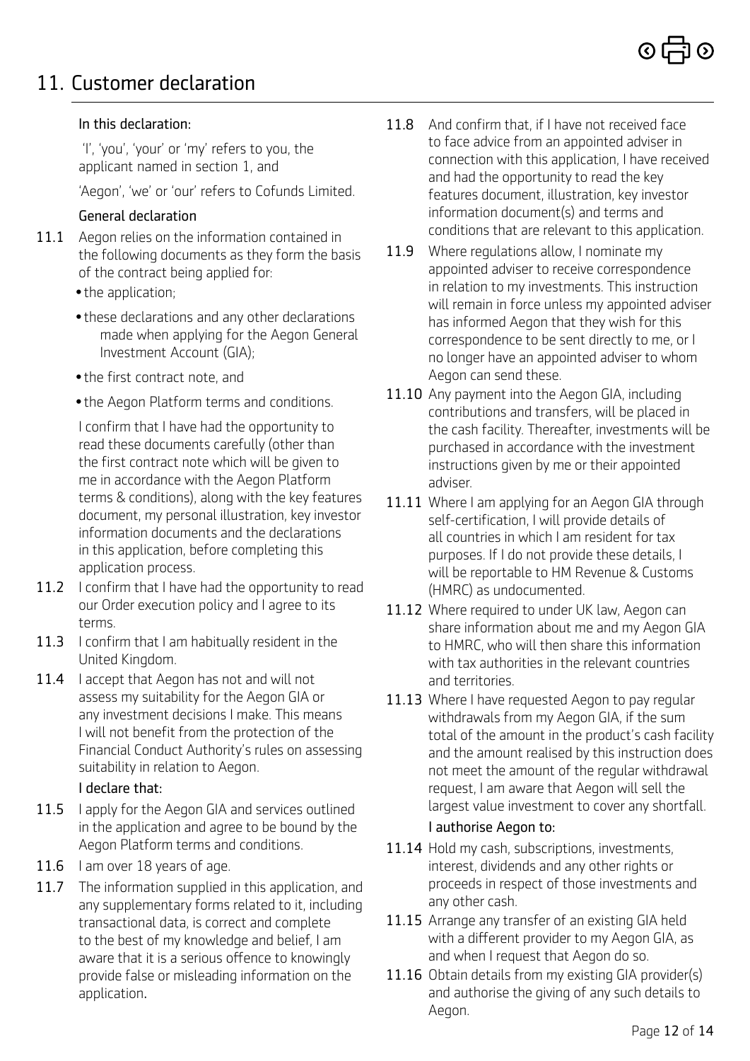# 11. Customer declaration

**In this declaration:**

'I', 'you', 'your' or 'my' refers to you, the applicant named in section 1, and

'Aegon', 'we' or 'our' refers to Cofunds Limited.

### General declaration

**11.1** Aegon relies on the information contained in the following documents as they form the basis of the contract being applied for:

- the application;
- these declarations and any other declarations made when applying for the Aegon General Investment Account (GIA);
- the first contract note, and
- the Aegon Platform terms and conditions.

I confirm that I have had the opportunity to read these documents carefully (other than the first contract note which will be given to me in accordance with the Aegon Platform terms & conditions), along with the key features document, my personal illustration, key investor information documents and the declarations in this application, before completing this application process.

**11.2** I confirm that I have had the opportunity to read our Order execution policy and I agree to its terms.

**11.3** I confirm that I am habitually resident in the United Kingdom.

**11.4** I accept that Aegon has not and will not assess my suitability for the Aegon GIA or any investment decisions I make. This means I will not benefit from the protection of the Financial Conduct Authority's rules on assessing suitability in relation to Aegon.

### I declare that:

**11.5** I apply for the Aegon GIA and services outlined in the application and agree to be bound by the Aegon Platform terms and conditions.

**11.6** I am over 18 years of age.

**11.7** The information supplied in this application, and any supplementary forms related to it, including transactional data, is correct and complete to the best of my knowledge and belief, I am aware that it is a serious offence to knowingly provide false or misleading information on the application.

**11.8** And confirm that, if I have not received face to face advice from an appointed adviser in connection with this application, I have received and had the opportunity to read the key features document, illustration, key investor information document(s) and terms and conditions that are relevant to this application.

**11.9** Where regulations allow, I nominate my appointed adviser to receive correspondence in relation to my investments. This instruction will remain in force unless my appointed adviser has informed Aegon that they wish for this correspondence to be sent directly to me, or I no longer have an appointed adviser to whom Aegon can send these.

**11.10** Any payment into the Aegon GIA, including contributions and transfers, will be placed in the cash facility. Thereafter, investments will be purchased in accordance with the investment instructions given by me or their appointed adviser.

**11.11** Where I am applying for an Aegon GIA through self-certification, I will provide details of all countries in which I am resident for tax purposes. If I do not provide these details, I will be reportable to HM Revenue & Customs (HMRC) as undocumented.

**11.12** Where required to under UK law, Aegon can share information about me and my Aegon GIA to HMRC, who will then share this information with tax authorities in the relevant countries and territories.

**11.13** Where I have requested Aegon to pay regular withdrawals from my Aegon GIA, if the sum total of the amount in the product's cash facility and the amount realised by this instruction does not meet the amount of the regular withdrawal request, I am aware that Aegon will sell the largest value investment to cover any shortfall.

### I authorise Aegon to:

**11.14** Hold my cash, subscriptions, investments, interest, dividends and any other rights or proceeds in respect of those investments and any other cash.

**11.15** Arrange any transfer of an existing GIA held with a different provider to my Aegon GIA, as and when I request that Aegon do so.

**11.16** Obtain details from my existing GIA provider(s) and authorise the giving of any such details to Aegon.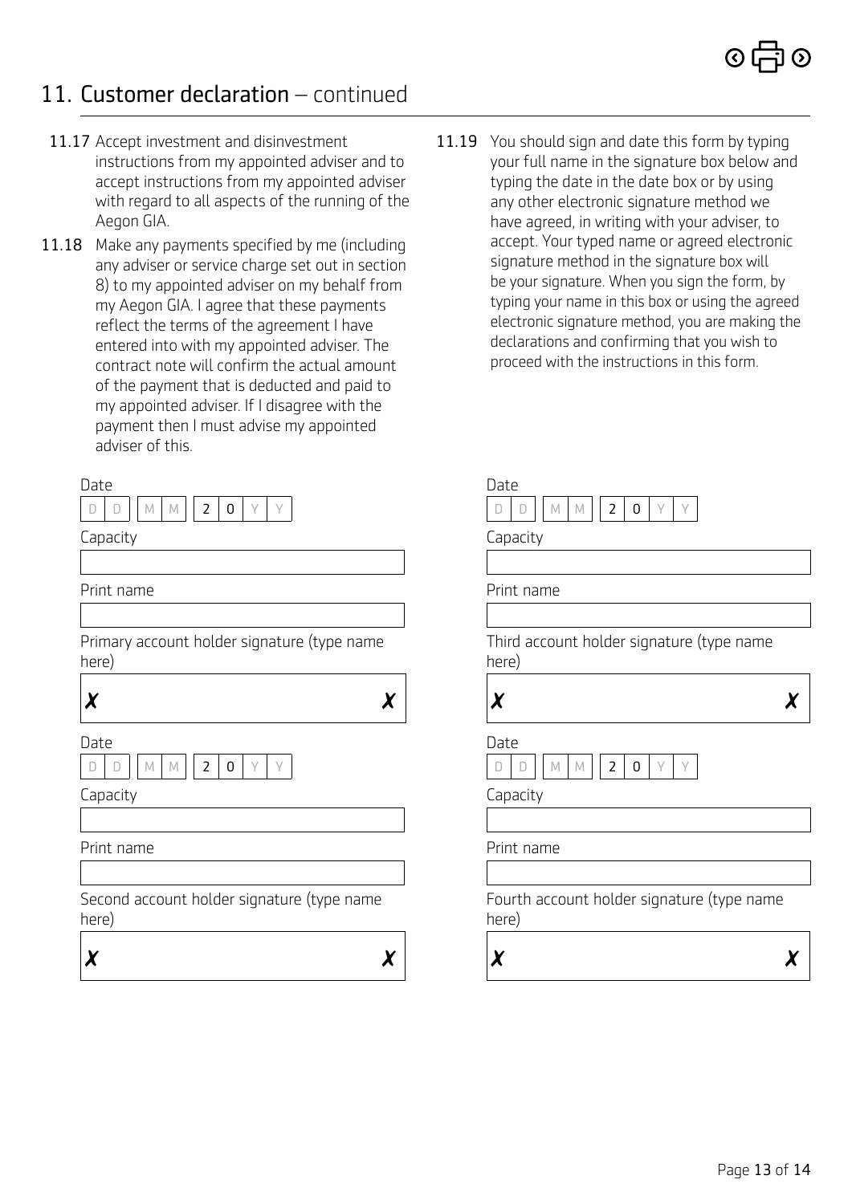## 11. Customer declaration – continued

11.17 Accept investment and disinvestment instructions from my appointed adviser and to accept instructions from my appointed adviser with regard to all aspects of the running of the Aegon GIA.

11.18 Make any payments specified by me (including any adviser or service charge set out in section 8) to my appointed adviser on my behalf from my Aegon GIA. I agree that these payments reflect the terms of the agreement I have entered into with my appointed adviser. The contract note will confirm the actual amount of the payment that is deducted and paid to my appointed adviser. If I disagree with the payment then I must advise my appointed adviser of this.

11.19 You should sign and date this form by typing your full name in the signature box below and typing the date in the date box or by using any other electronic signature method we have agreed, in writing with your adviser, to accept. Your typed name or agreed electronic signature method in the signature box will be your signature. When you sign the form, by typing your name in this box or using the agreed electronic signature method, you are making the declarations and confirming that you wish to proceed with the instructions in this form.

Date D D / M M / 2 0 Y Y

Capacity

Print name

Primary account holder signature (type name here)

✗ ✗

Date D D / M M / 2 0 Y Y

Capacity

Print name

Second account holder signature (type name here)

✗ ✗

Date D D / M M / 2 0 Y Y

Capacity

Print name

Third account holder signature (type name here)

✗ ✗

Date D D / M M / 2 0 Y Y

Capacity

Print name

Fourth account holder signature (type name here)

✗ ✗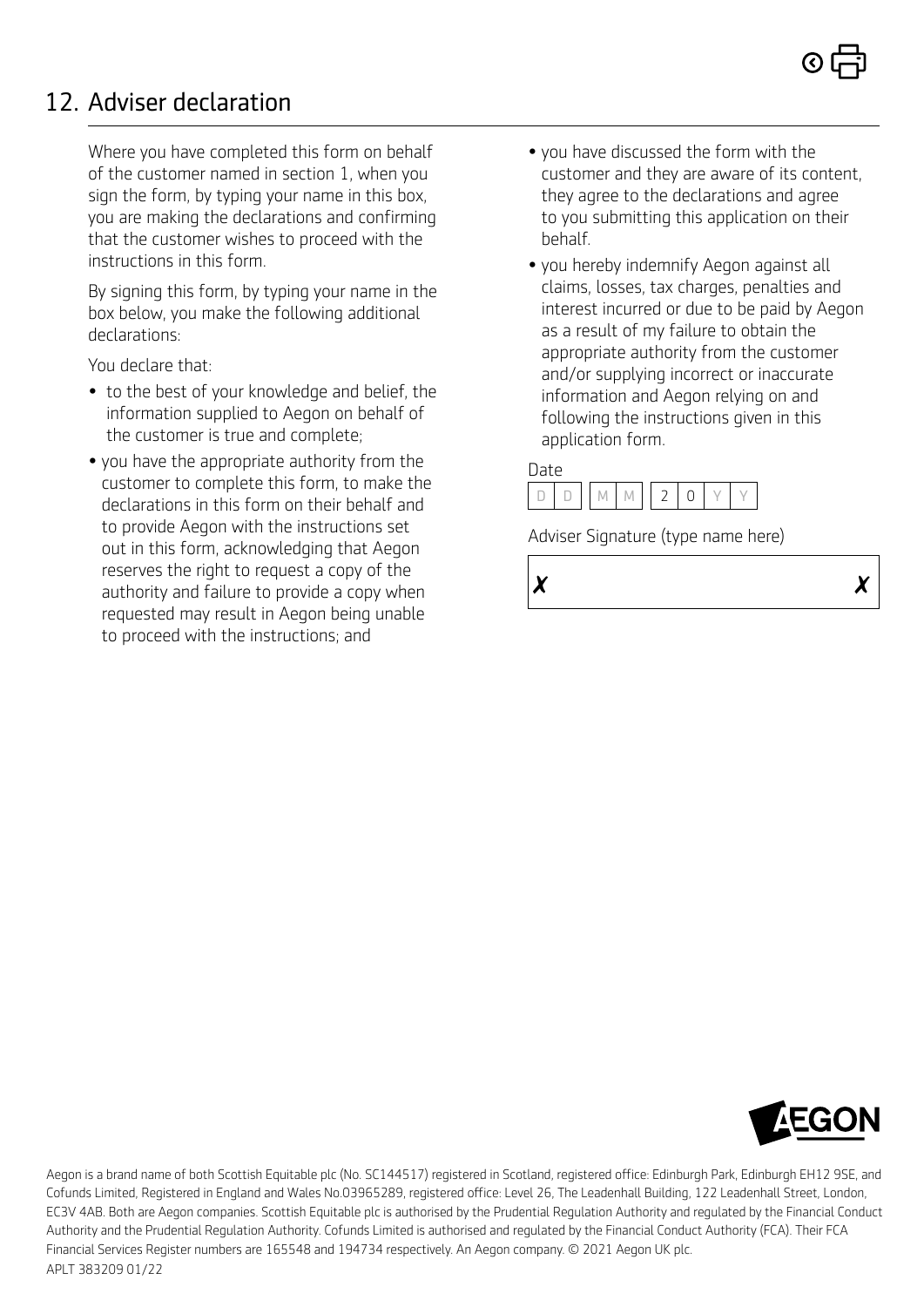## 12. Adviser declaration

Where you have completed this form on behalf of the customer named in section 1, when you sign the form, by typing your name in this box, you are making the declarations and confirming that the customer wishes to proceed with the instructions in this form.

By signing this form, by typing your name in the box below, you make the following additional declarations:

You declare that:

- to the best of your knowledge and belief, the information supplied to Aegon on behalf of the customer is true and complete;
- you have the appropriate authority from the customer to complete this form, to make the declarations in this form on their behalf and to provide Aegon with the instructions set out in this form, acknowledging that Aegon reserves the right to request a copy of the authority and failure to provide a copy when requested may result in Aegon being unable to proceed with the instructions; and
- you have discussed the form with the customer and they are aware of its content, they agree to the declarations and agree to you submitting this application on their behalf.
- you hereby indemnify Aegon against all claims, losses, tax charges, penalties and interest incurred or due to be paid by Aegon as a result of my failure to obtain the appropriate authority from the customer and/or supplying incorrect or inaccurate information and Aegon relying on and following the instructions given in this application form.

Date

D D M M 2 0 Y Y

Adviser Signature (type name here)

✗ ✗

Aegon is a brand name of both Scottish Equitable plc (No. SC144517) registered in Scotland, registered office: Edinburgh Park, Edinburgh EH12 9SE, and Cofunds Limited, Registered in England and Wales No.03965289, registered office: Level 26, The Leadenhall Building, 122 Leadenhall Street, London, EC3V 4AB. Both are Aegon companies. Scottish Equitable plc is authorised by the Prudential Regulation Authority and regulated by the Financial Conduct Authority and the Prudential Regulation Authority. Cofunds Limited is authorised and regulated by the Financial Conduct Authority (FCA). Their FCA Financial Services Register numbers are 165548 and 194734 respectively. An Aegon company. © 2021 Aegon UK plc.
APLT 383209 01/22